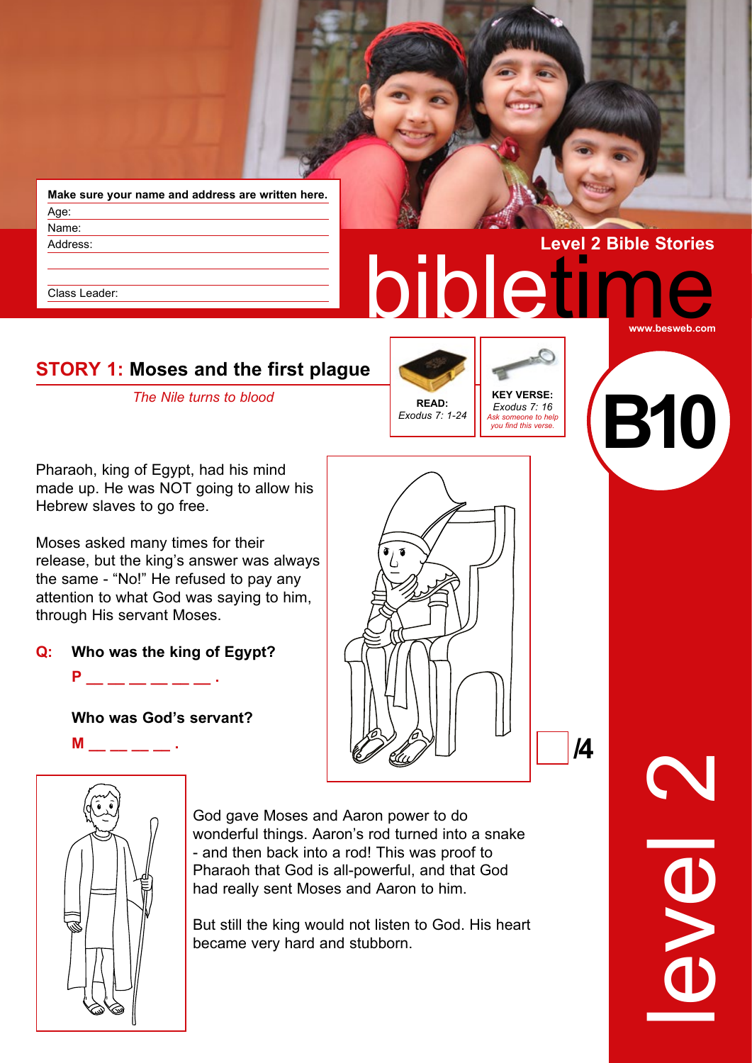Make sure your name and address are written here.

Age:

Name:

Address:

Class Leader:

Level 2 Bible Stories

# bibletime

www.besweb.com

B10

## STORY 1: Moses and the first plague

*The Nile turns to blood*

**READ:** *Exodus 7: 1-24*

**KEY VERSE:** *Exodus 7: 16*
*Ask someone to help you find this verse.*

Pharaoh, king of Egypt, had his mind made up. He was NOT going to allow his Hebrew slaves to go free.

Moses asked many times for their release, but the king's answer was always the same - "No!" He refused to pay any attention to what God was saying to him, through His servant Moses.

**Q: Who was the king of Egypt?**

**P _ _ _ _ _ _ .**

**Who was God's servant?**

**M _ _ _ _ .**

/4

God gave Moses and Aaron power to do wonderful things. Aaron's rod turned into a snake - and then back into a rod! This was proof to Pharaoh that God is all-powerful, and that God had really sent Moses and Aaron to him.

But still the king would not listen to God. His heart became very hard and stubborn.

level 2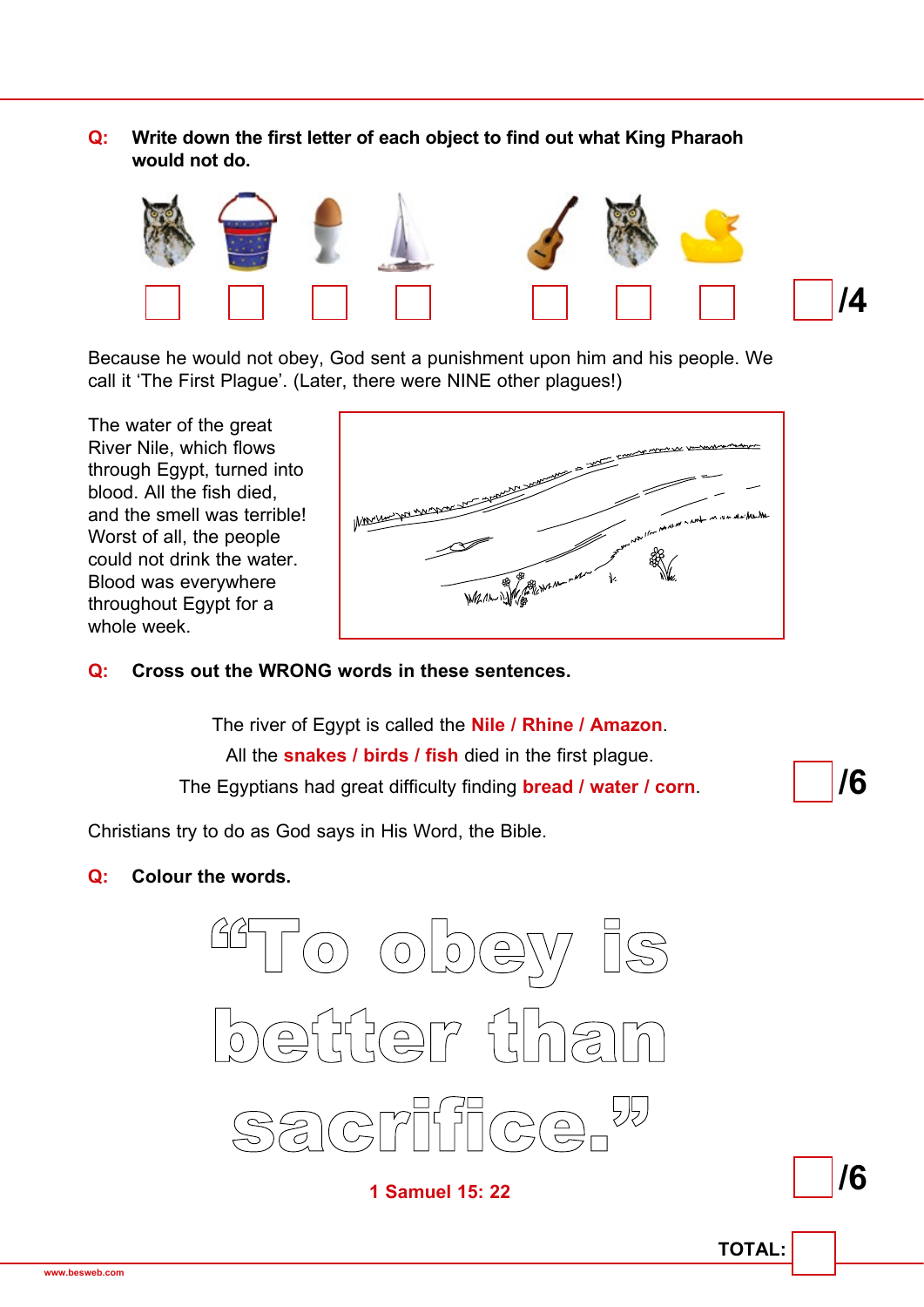**Q:** **Write down the first letter of each object to find out what King Pharaoh would not do.**

☐ ☐ ☐ ☐   ☐ ☐ ☐ **/4**

Because he would not obey, God sent a punishment upon him and his people. We call it 'The First Plague'. (Later, there were NINE other plagues!)

The water of the great River Nile, which flows through Egypt, turned into blood. All the fish died, and the smell was terrible! Worst of all, the people could not drink the water. Blood was everywhere throughout Egypt for a whole week.

**Q:** **Cross out the WRONG words in these sentences.**

The river of Egypt is called the **Nile / Rhine / Amazon**.

All the **snakes / birds / fish** died in the first plague.

The Egyptians had great difficulty finding **bread / water / corn**.

**/6**

Christians try to do as God says in His Word, the Bible.

**Q:** **Colour the words.**

"To obey is better than sacrifice."

**1 Samuel 15: 22**

**/6**

**TOTAL:**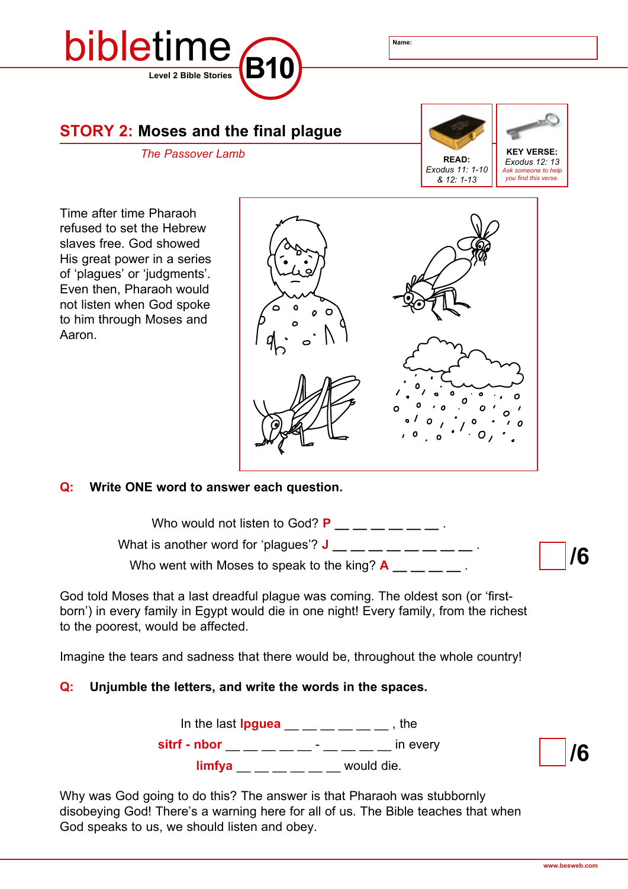# bibletime B10

Level 2 Bible Stories

Name:

## STORY 2: Moses and the final plague

*The Passover Lamb*

**READ:** *Exodus 11: 1-10 & 12: 1-13*

**KEY VERSE:** *Exodus 12: 13*
*Ask someone to help you find this verse.*

Time after time Pharaoh refused to set the Hebrew slaves free. God showed His great power in a series of 'plagues' or 'judgments'. Even then, Pharaoh would not listen when God spoke to him through Moses and Aaron.

**Q: Write ONE word to answer each question.**

Who would not listen to God? **P** __ __ __ __ __ __ .

What is another word for 'plagues'? **J** __ __ __ __ __ __ __ __ .

Who went with Moses to speak to the king? **A** __ __ __ __ .

/6

God told Moses that a last dreadful plague was coming. The oldest son (or 'first-born') in every family in Egypt would die in one night! Every family, from the richest to the poorest, would be affected.

Imagine the tears and sadness that there would be, throughout the whole country!

**Q: Unjumble the letters, and write the words in the spaces.**

In the last **lpguea** __ __ __ __ __ __ , the

**sitrf - nbor** __ __ __ __ __ - __ __ __ __ in every

**limfya** __ __ __ __ __ __ would die.

/6

Why was God going to do this? The answer is that Pharaoh was stubbornly disobeying God! There's a warning here for all of us. The Bible teaches that when God speaks to us, we should listen and obey.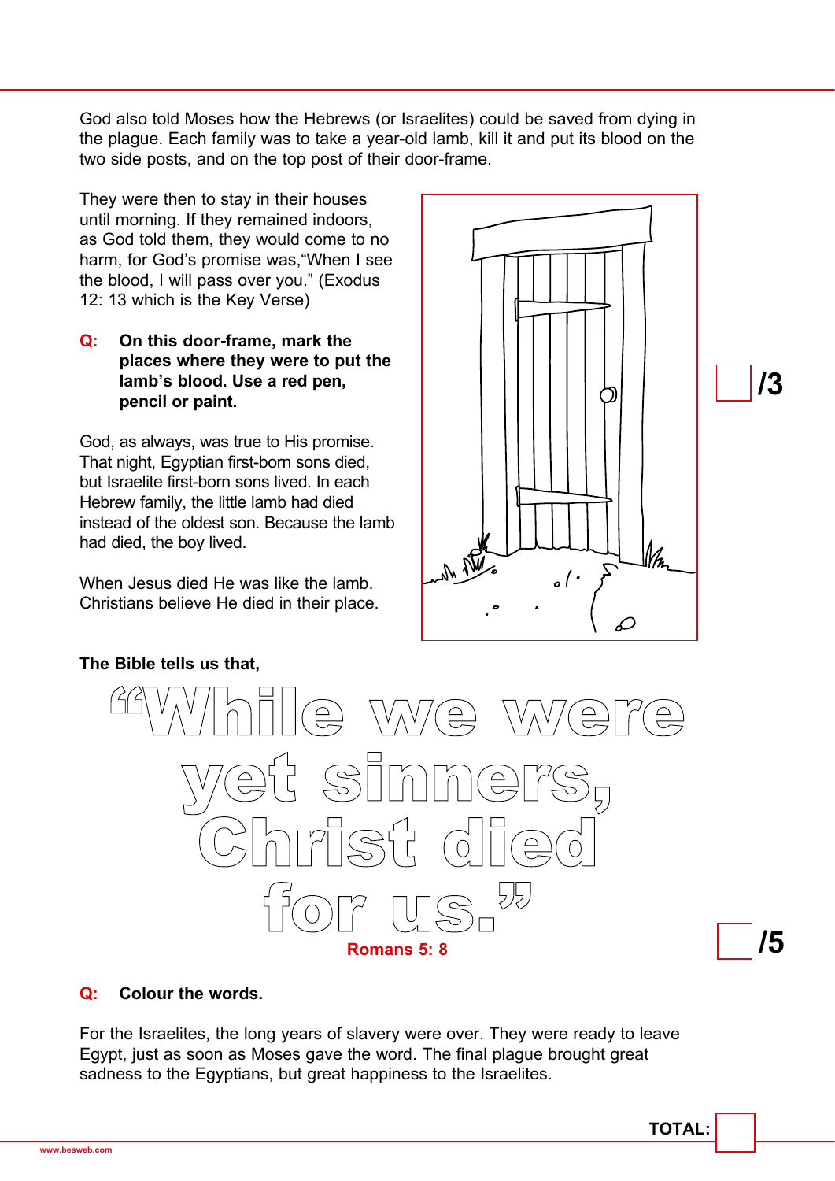God also told Moses how the Hebrews (or Israelites) could be saved from dying in the plague. Each family was to take a year-old lamb, kill it and put its blood on the two side posts, and on the top post of their door-frame.

They were then to stay in their houses until morning. If they remained indoors, as God told them, they would come to no harm, for God's promise was,"When I see the blood, I will pass over you." (Exodus 12: 13 which is the Key Verse)

**Q: On this door-frame, mark the places where they were to put the lamb's blood. Use a red pen, pencil or paint.**

/3

God, as always, was true to His promise. That night, Egyptian first-born sons died, but Israelite first-born sons lived. In each Hebrew family, the little lamb had died instead of the oldest son. Because the lamb had died, the boy lived.

When Jesus died He was like the lamb. Christians believe He died in their place.

**The Bible tells us that,**

"While we were yet sinners, Christ died for us."

Romans 5: 8

/5

**Q: Colour the words.**

For the Israelites, the long years of slavery were over. They were ready to leave Egypt, just as soon as Moses gave the word. The final plague brought great sadness to the Egyptians, but great happiness to the Israelites.

**TOTAL:**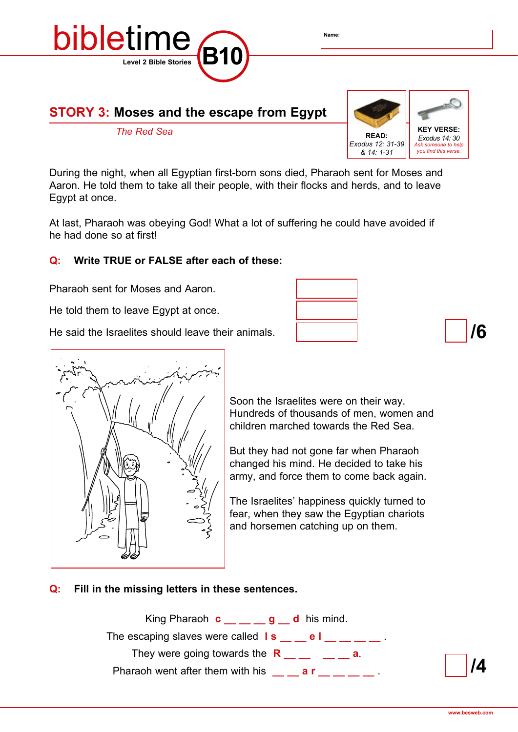bibletime B10
Level 2 Bible Stories

Name:

## STORY 3: Moses and the escape from Egypt

*The Red Sea*

**READ:** *Exodus 12: 31-39 & 14: 1-31*

**KEY VERSE:** *Exodus 14: 30*
*Ask someone to help you find this verse.*

During the night, when all Egyptian first-born sons died, Pharaoh sent for Moses and Aaron. He told them to take all their people, with their flocks and herds, and to leave Egypt at once.

At last, Pharaoh was obeying God! What a lot of suffering he could have avoided if he had done so at first!

**Q: Write TRUE or FALSE after each of these:**

Pharaoh sent for Moses and Aaron. ______

He told them to leave Egypt at once. ______

He said the Israelites should leave their animals. ______

/6

Soon the Israelites were on their way. Hundreds of thousands of men, women and children marched towards the Red Sea.

But they had not gone far when Pharaoh changed his mind. He decided to take his army, and force them to come back again.

The Israelites' happiness quickly turned to fear, when they saw the Egyptian chariots and horsemen catching up on them.

**Q: Fill in the missing letters in these sentences.**

King Pharaoh **c** __ __ __ **g** __ **d** his mind.

The escaping slaves were called **I s** __ __ **e l** __ __ __ __ .

They were going towards the **R** __ __ __ __ **a**.

Pharaoh went after them with his __ __ **a r** __ __ __ __ .

/4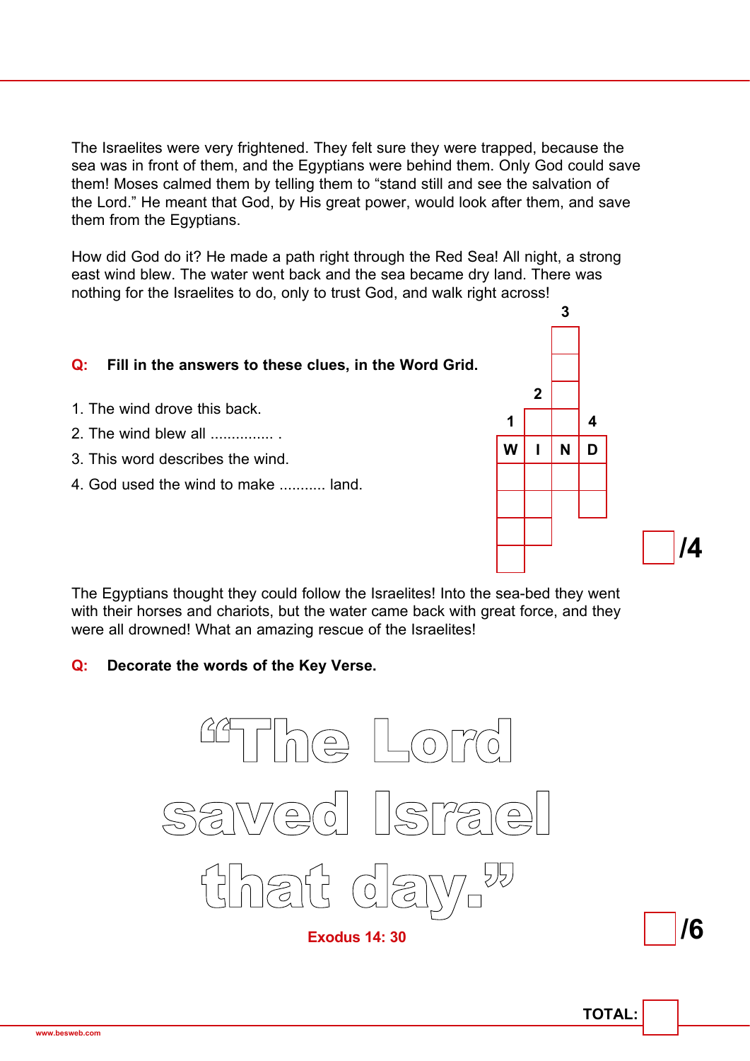The Israelites were very frightened. They felt sure they were trapped, because the sea was in front of them, and the Egyptians were behind them. Only God could save them! Moses calmed them by telling them to "stand still and see the salvation of the Lord." He meant that God, by His great power, would look after them, and save them from the Egyptians.

How did God do it? He made a path right through the Red Sea! All night, a strong east wind blew. The water went back and the sea became dry land. There was nothing for the Israelites to do, only to trust God, and walk right across!

**Q: Fill in the answers to these clues, in the Word Grid.**

1. The wind drove this back.
2. The wind blew all ............... .
3. This word describes the wind.
4. God used the wind to make ........... land.

| 1 | 2 | 3 | 4 |
|---|---|---|---|
| | | | |
| | | | |
| | | | |
| | | | |
| W | I | N | D |
| | | | |
| | | | |
| | | | |
| | | | |

/4

The Egyptians thought they could follow the Israelites! Into the sea-bed they went with their horses and chariots, but the water came back with great force, and they were all drowned! What an amazing rescue of the Israelites!

**Q: Decorate the words of the Key Verse.**

"The Lord saved Israel that day."

**Exodus 14: 30**

/6

**TOTAL:**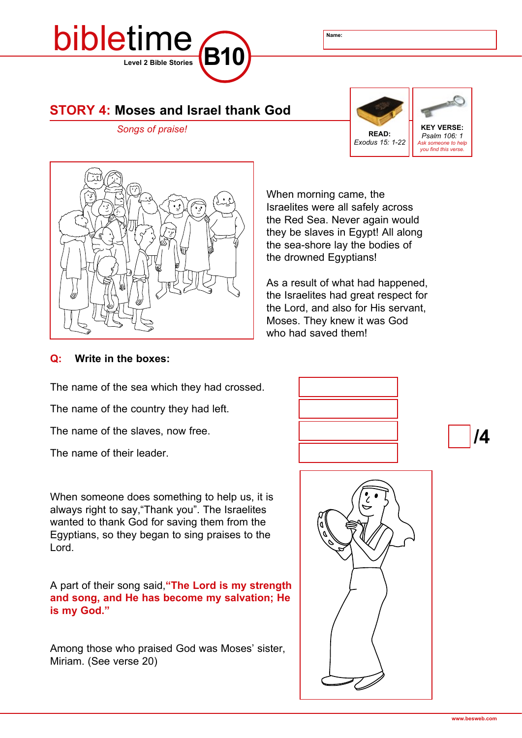# bibletime

Level 2 Bible Stories

B10

Name:

## STORY 4: Moses and Israel thank God

*Songs of praise!*

**READ:** *Exodus 15: 1-22*

**KEY VERSE:** *Psalm 106: 1*
*Ask someone to help you find this verse.*

When morning came, the Israelites were all safely across the Red Sea. Never again would they be slaves in Egypt! All along the sea-shore lay the bodies of the drowned Egyptians!

As a result of what had happened, the Israelites had great respect for the Lord, and also for His servant, Moses. They knew it was God who had saved them!

**Q: Write in the boxes:**

The name of the sea which they had crossed.

The name of the country they had left.

The name of the slaves, now free.

The name of their leader.

**/4**

When someone does something to help us, it is always right to say,"Thank you". The Israelites wanted to thank God for saving them from the Egyptians, so they began to sing praises to the Lord.

A part of their song said, **"The Lord is my strength and song, and He has become my salvation; He is my God."**

Among those who praised God was Moses' sister, Miriam. (See verse 20)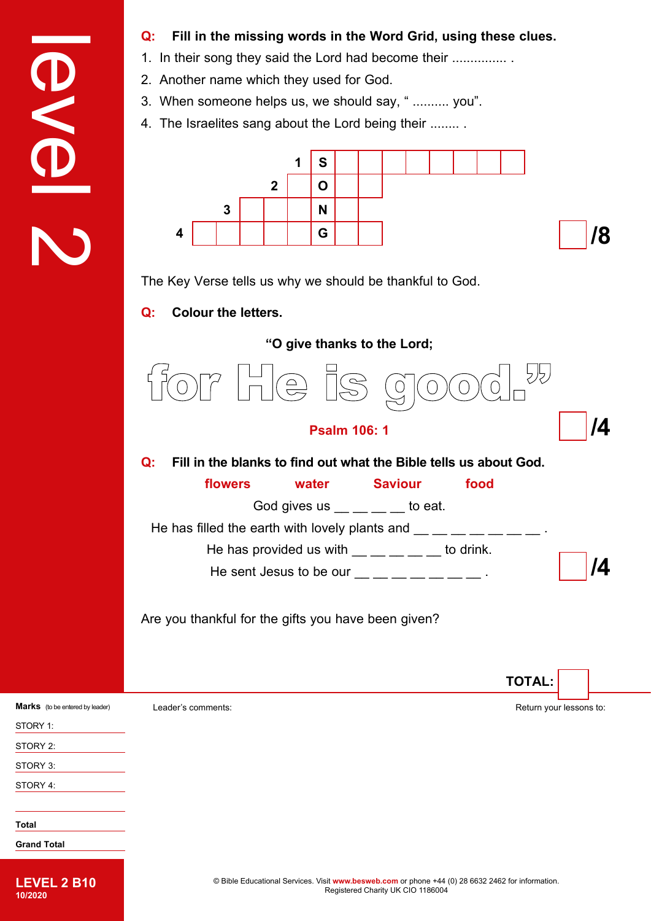**Q: Fill in the missing words in the Word Grid, using these clues.**

1. In their song they said the Lord had become their ............... .
2. Another name which they used for God.
3. When someone helps us, we should say, " .......... you".
4. The Israelites sang about the Lord being their ........ .

| | | | | | | | | | | | | | |
|---|---|---|---|---|---|---|---|---|---|---|---|---|---|
| | | | | 1 | S | | | | | | | | |
| | | | 2 | | O | | | | | | | | |
| | | 3 | | | N | | | | | | | | |
| 4 | | | | | G | | | | | | | | |

**/8**

The Key Verse tells us why we should be thankful to God.

**Q: Colour the letters.**

**"O give thanks to the Lord;**

**for He is good."**

**Psalm 106: 1**

**/4**

**Q: Fill in the blanks to find out what the Bible tells us about God.**

**flowers** **water** **Saviour** **food**

God gives us __ __ __ __ to eat.

He has filled the earth with lovely plants and __ __ __ __ __ __ __ .

He has provided us with __ __ __ __ __ to drink.

He sent Jesus to be our __ __ __ __ __ __ __ .

**/4**

Are you thankful for the gifts you have been given?

**TOTAL:**

**Marks** (to be entered by leader)

STORY 1:

STORY 2:

STORY 3:

STORY 4:

**Total**

**Grand Total**

Leader's comments:

Return your lessons to:

**LEVEL 2 B10**
10/2020

© Bible Educational Services. Visit www.besweb.com or phone +44 (0) 28 6632 2462 for information. Registered Charity UK CIO 1186004